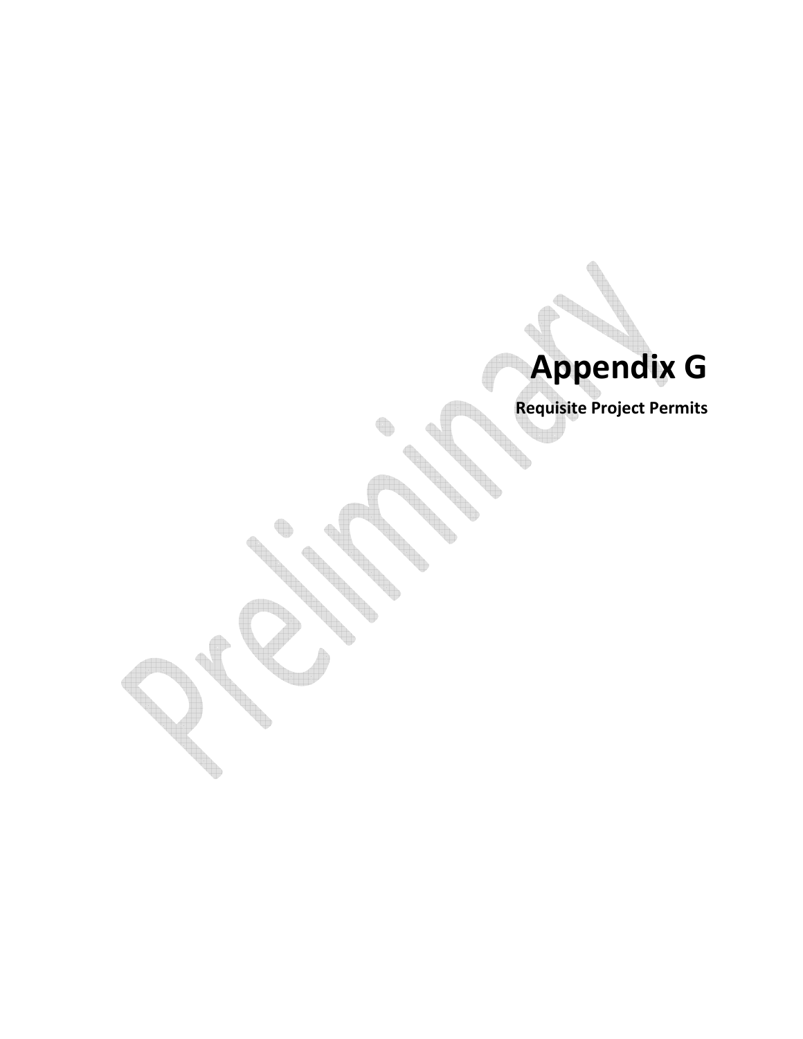# Appendix G

**Requisite Project Permits**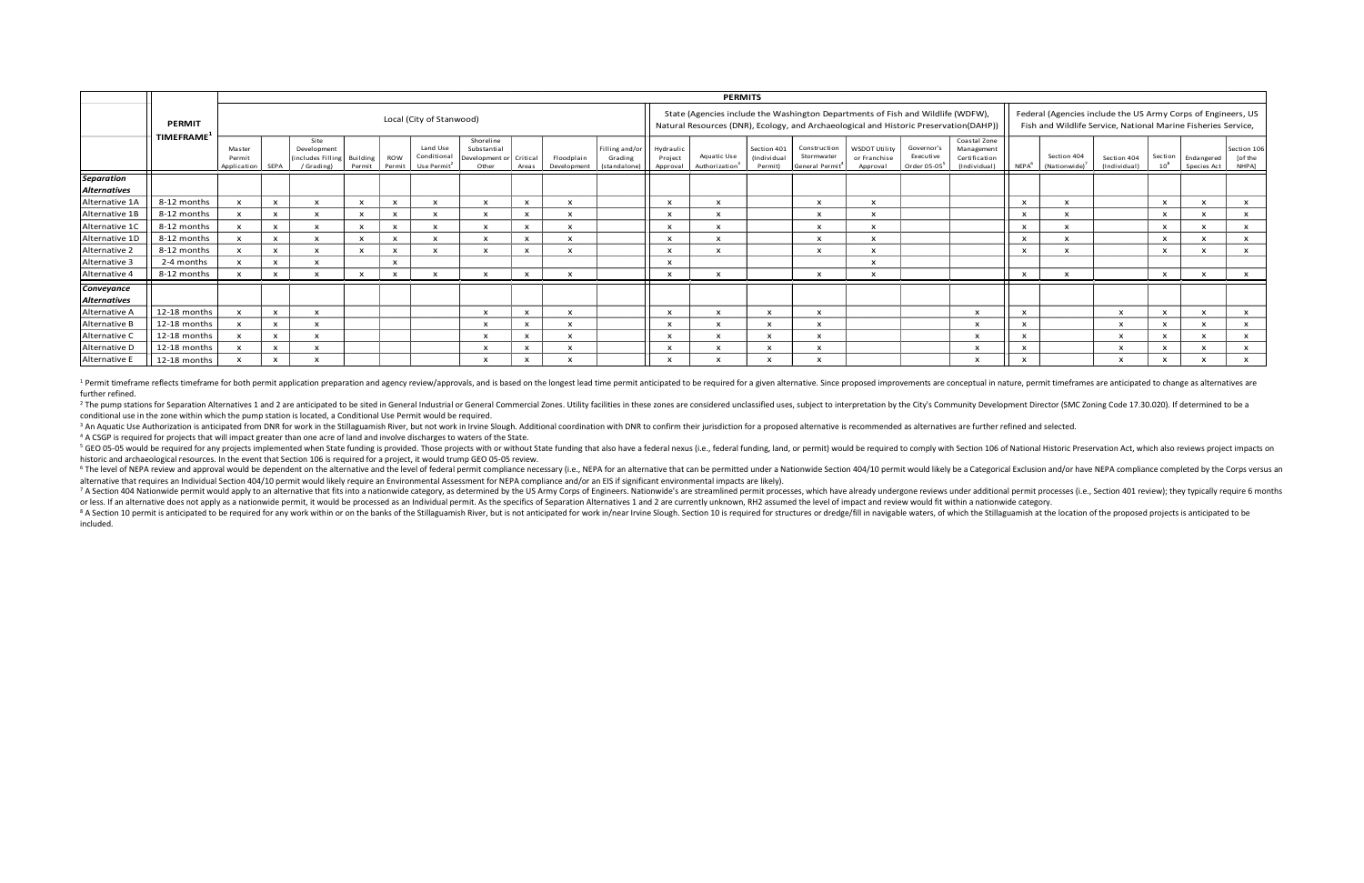| | PERMIT TIMEFRAME[1] | PERMITS | | | | | | | | | | | | | | | | | | | | | | |
|---|---|---|---|---|---|---|---|---|---|---|---|---|---|---|---|---|---|---|---|---|---|---|---|---|
| | | Local (City of Stanwood) | | | | | | | | | | State (Agencies include the Washington Departments of Fish and Wildlife (WDFW), Natural Resources (DNR), Ecology, and Archaeological and Historic Preservation(DAHP)) | | | | | | | Federal (Agencies include the US Army Corps of Engineers, US Fish and Wildlife Service, National Marine Fisheries Service, | | | | | |
| | | Master Permit Application | SEPA | Site Development (includes Filling / Grading) | Building Permit | ROW Permit | Land Use Conditional Use Permit[2] | Shoreline Substantial Development or Other | Critical Areas | Floodplain Development | Filling and/or Grading (standalone) | Hydraulic Project Approval | Aquatic Use Authorization[3] | Section 401 (Individual Permit) | Construction Stormwater General Permit[4] | WSDOT Utility or Franchise Approval | Governor's Executive Order 05-05[5] | Coastal Zone Management Certification (Individual) | NEPA[6] | Section 404 (Nationwide)[7] | Section 404 (Individual) | Section 10[8] | Endangered Species Act | Section 106 (of the NHPA) |
| ***Separation Alternatives*** | | | | | | | | | | | | | | | | | | | | | | | | |
| Alternative 1A | 8-12 months | x | x | x | x | x | x | x | x | x | | x | x | | x | x | | | x | x | | x | x | x |
| Alternative 1B | 8-12 months | x | x | x | x | x | x | x | x | x | | x | x | | x | x | | | x | x | | x | x | x |
| Alternative 1C | 8-12 months | x | x | x | x | x | x | x | x | x | | x | x | | x | x | | | x | x | | x | x | x |
| Alternative 1D | 8-12 months | x | x | x | x | x | x | x | x | x | | x | x | | x | x | | | x | x | | x | x | x |
| Alternative 2 | 8-12 months | x | x | x | x | x | x | x | x | x | | x | x | | x | x | | | x | x | | x | x | x |
| Alternative 3 | 2-4 months | x | x | x | | x | | | | | | x | | | | x | | | | | | | | |
| Alternative 4 | 8-12 months | x | x | x | x | x | x | x | x | x | | x | x | | x | x | | | x | x | | x | x | x |
| ***Conveyance Alternatives*** | | | | | | | | | | | | | | | | | | | | | | | | |
| Alternative A | 12-18 months | x | x | x | | | | x | x | x | | x | x | x | x | | | x | x | | x | x | x | x |
| Alternative B | 12-18 months | x | x | x | | | | x | x | x | | x | x | x | x | | | x | x | | x | x | x | x |
| Alternative C | 12-18 months | x | x | x | | | | x | x | x | | x | x | x | x | | | x | x | | x | x | x | x |
| Alternative D | 12-18 months | x | x | x | | | | x | x | x | | x | x | x | x | | | x | x | | x | x | x | x |
| Alternative E | 12-18 months | x | x | x | | | | x | x | x | | x | x | x | x | | | x | x | | x | x | x | x |

[1] Permit timeframe reflects timeframe for both permit application preparation and agency review/approvals, and is based on the longest lead time permit anticipated to be required for a given alternative. Since proposed improvements are conceptual in nature, permit timeframes are anticipated to change as alternatives are further refined.

[2] The pump stations for Separation Alternatives 1 and 2 are anticipated to be sited in General Industrial or General Commercial Zones. Utility facilities in these zones are considered unclassified uses, subject to interpretation by the City's Community Development Director (SMC Zoning Code 17.30.020). If determined to be a conditional use in the zone within which the pump station is located, a Conditional Use Permit would be required.

[3] An Aquatic Use Authorization is anticipated from DNR for work in the Stillaguamish River, but not work in Irvine Slough. Additional coordination with DNR to confirm their jurisdiction for a proposed alternative is recommended as alternatives are further refined and selected.

[4] A CSGP is required for projects that will impact greater than one acre of land and involve discharges to waters of the State.

[5] GEO 05-05 would be required for any projects implemented when State funding is provided. Those projects with or without State funding that also have a federal nexus (i.e., federal funding, land, or permit) would be required to comply with Section 106 of National Historic Preservation Act, which also reviews project impacts on historic and archaeological resources. In the event that Section 106 is required for a project, it would trump GEO 05-05 review.

[6] The level of NEPA review and approval would be dependent on the alternative and the level of federal permit compliance necessary (i.e., NEPA for an alternative that can be permitted under a Nationwide Section 404/10 permit would likely be a Categorical Exclusion and/or have NEPA compliance completed by the Corps versus an alternative that requires an Individual Section 404/10 permit would likely require an Environmental Assessment for NEPA compliance and/or an EIS if significant environmental impacts are likely).

[7] A Section 404 Nationwide permit would apply to an alternative that fits into a nationwide category, as determined by the US Army Corps of Engineers. Nationwide's are streamlined permit processes, which have already undergone reviews under additional permit processes (i.e., Section 401 review); they typically require 6 months or less. If an alternative does not apply as a nationwide permit, it would be processed as an Individual permit. As the specifics of Separation Alternatives 1 and 2 are currently unknown, RH2 assumed the level of impact and review would fit within a nationwide category.

[8] A Section 10 permit is anticipated to be required for any work within or on the banks of the Stillaguamish River, but is not anticipated for work in/near Irvine Slough. Section 10 is required for structures or dredge/fill in navigable waters, of which the Stillaguamish at the location of the proposed projects is anticipated to be included.